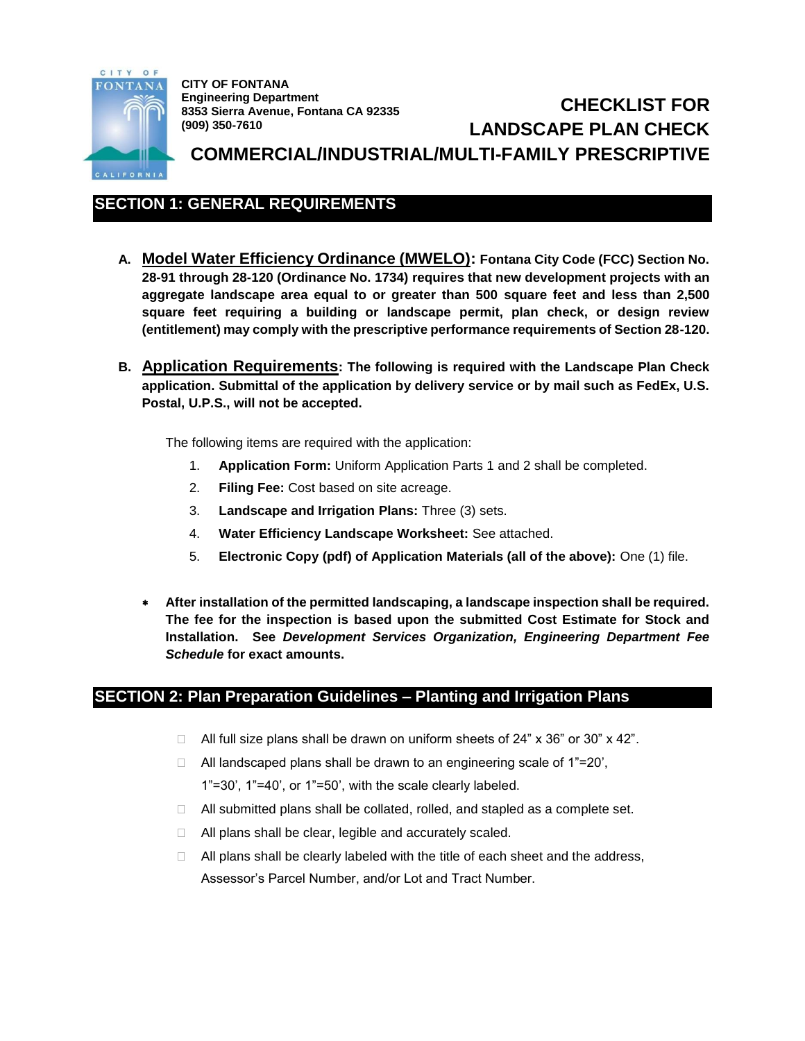**CITY OF FONTANA**
**Engineering Department**
**8353 Sierra Avenue, Fontana CA 92335**
**(909) 350-7610**

# CHECKLIST FOR LANDSCAPE PLAN CHECK

# COMMERCIAL/INDUSTRIAL/MULTI-FAMILY PRESCRIPTIVE

## SECTION 1: GENERAL REQUIREMENTS

**A. Model Water Efficiency Ordinance (MWELO): Fontana City Code (FCC) Section No. 28-91 through 28-120 (Ordinance No. 1734) requires that new development projects with an aggregate landscape area equal to or greater than 500 square feet and less than 2,500 square feet requiring a building or landscape permit, plan check, or design review (entitlement) may comply with the prescriptive performance requirements of Section 28-120.**

**B. Application Requirements: The following is required with the Landscape Plan Check application. Submittal of the application by delivery service or by mail such as FedEx, U.S. Postal, U.P.S., will not be accepted.**

The following items are required with the application:

1. **Application Form:** Uniform Application Parts 1 and 2 shall be completed.
2. **Filing Fee:** Cost based on site acreage.
3. **Landscape and Irrigation Plans:** Three (3) sets.
4. **Water Efficiency Landscape Worksheet:** See attached.
5. **Electronic Copy (pdf) of Application Materials (all of the above):** One (1) file.

- **After installation of the permitted landscaping, a landscape inspection shall be required. The fee for the inspection is based upon the submitted Cost Estimate for Stock and Installation. See *Development Services Organization, Engineering Department Fee Schedule* for exact amounts.**

## SECTION 2: Plan Preparation Guidelines – Planting and Irrigation Plans

- ☐ All full size plans shall be drawn on uniform sheets of 24" x 36" or 30" x 42".
- ☐ All landscaped plans shall be drawn to an engineering scale of 1"=20', 1"=30', 1"=40', or 1"=50', with the scale clearly labeled.
- ☐ All submitted plans shall be collated, rolled, and stapled as a complete set.
- ☐ All plans shall be clear, legible and accurately scaled.
- ☐ All plans shall be clearly labeled with the title of each sheet and the address, Assessor's Parcel Number, and/or Lot and Tract Number.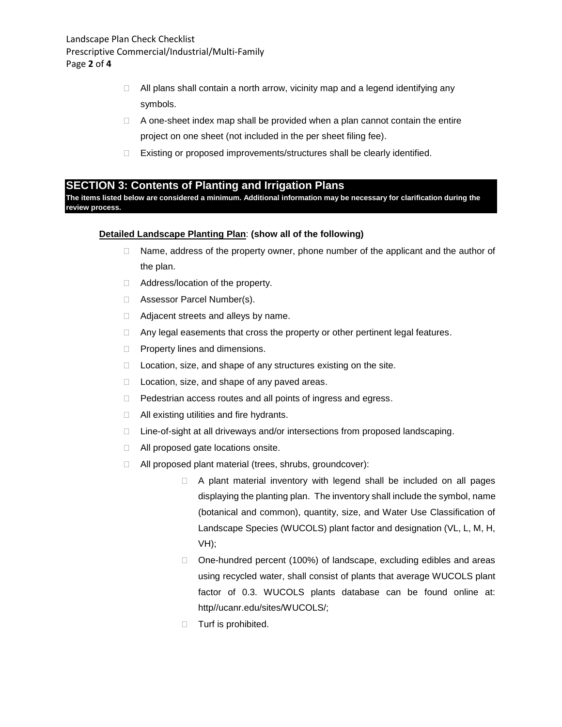- All plans shall contain a north arrow, vicinity map and a legend identifying any symbols.
- A one-sheet index map shall be provided when a plan cannot contain the entire project on one sheet (not included in the per sheet filing fee).
- Existing or proposed improvements/structures shall be clearly identified.

## SECTION 3: Contents of Planting and Irrigation Plans

**The items listed below are considered a minimum. Additional information may be necessary for clarification during the review process.**

**Detailed Landscape Planting Plan**: **(show all of the following)**

- Name, address of the property owner, phone number of the applicant and the author of the plan.
- Address/location of the property.
- Assessor Parcel Number(s).
- Adjacent streets and alleys by name.
- Any legal easements that cross the property or other pertinent legal features.
- Property lines and dimensions.
- Location, size, and shape of any structures existing on the site.
- Location, size, and shape of any paved areas.
- Pedestrian access routes and all points of ingress and egress.
- All existing utilities and fire hydrants.
- Line-of-sight at all driveways and/or intersections from proposed landscaping.
- All proposed gate locations onsite.
- All proposed plant material (trees, shrubs, groundcover):
    - A plant material inventory with legend shall be included on all pages displaying the planting plan. The inventory shall include the symbol, name (botanical and common), quantity, size, and Water Use Classification of Landscape Species (WUCOLS) plant factor and designation (VL, L, M, H, VH);
    - One-hundred percent (100%) of landscape, excluding edibles and areas using recycled water, shall consist of plants that average WUCOLS plant factor of 0.3. WUCOLS plants database can be found online at: http//ucanr.edu/sites/WUCOLS/;
    - Turf is prohibited.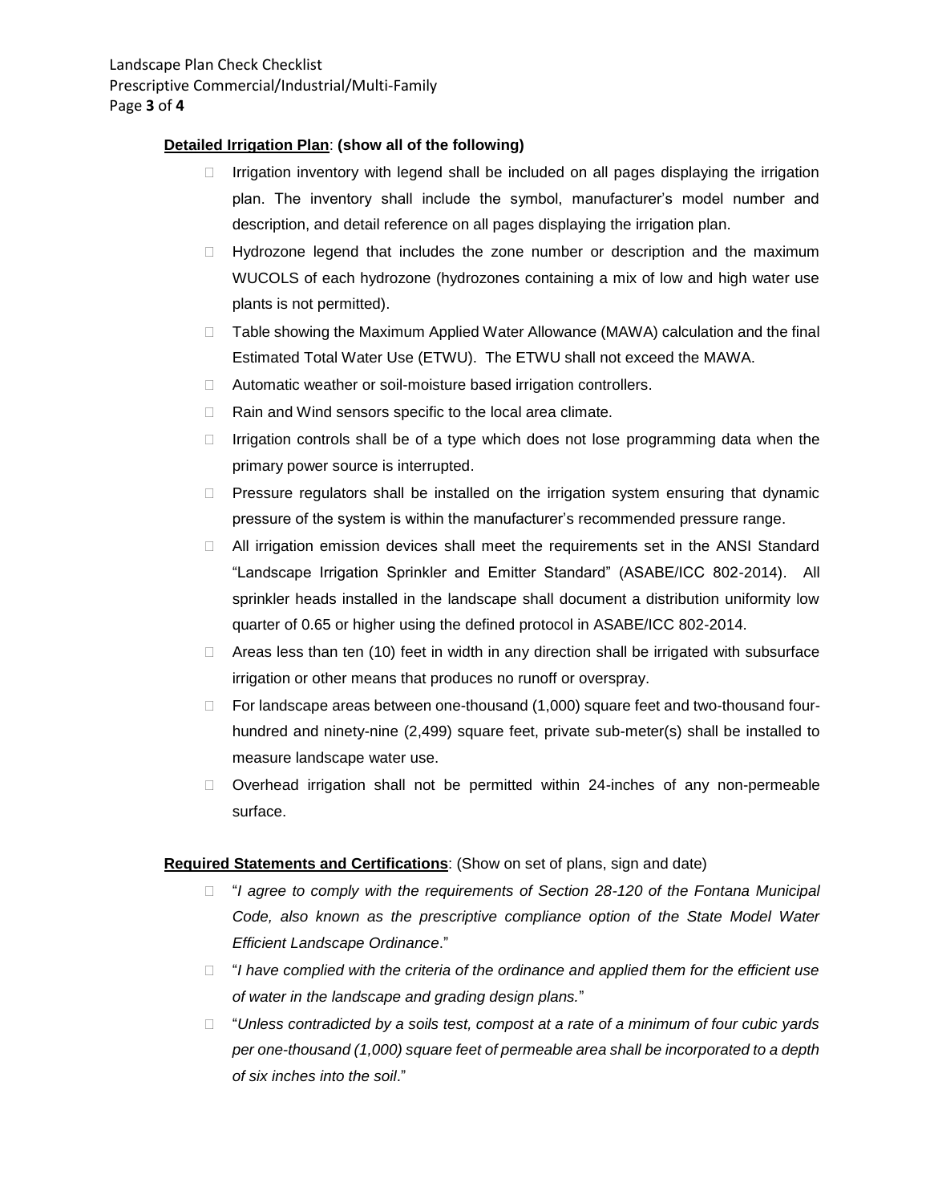**Detailed Irrigation Plan**: **(show all of the following)**

- Irrigation inventory with legend shall be included on all pages displaying the irrigation plan. The inventory shall include the symbol, manufacturer's model number and description, and detail reference on all pages displaying the irrigation plan.
- Hydrozone legend that includes the zone number or description and the maximum WUCOLS of each hydrozone (hydrozones containing a mix of low and high water use plants is not permitted).
- Table showing the Maximum Applied Water Allowance (MAWA) calculation and the final Estimated Total Water Use (ETWU). The ETWU shall not exceed the MAWA.
- Automatic weather or soil-moisture based irrigation controllers.
- Rain and Wind sensors specific to the local area climate.
- Irrigation controls shall be of a type which does not lose programming data when the primary power source is interrupted.
- Pressure regulators shall be installed on the irrigation system ensuring that dynamic pressure of the system is within the manufacturer's recommended pressure range.
- All irrigation emission devices shall meet the requirements set in the ANSI Standard "Landscape Irrigation Sprinkler and Emitter Standard" (ASABE/ICC 802-2014). All sprinkler heads installed in the landscape shall document a distribution uniformity low quarter of 0.65 or higher using the defined protocol in ASABE/ICC 802-2014.
- Areas less than ten (10) feet in width in any direction shall be irrigated with subsurface irrigation or other means that produces no runoff or overspray.
- For landscape areas between one-thousand (1,000) square feet and two-thousand four-hundred and ninety-nine (2,499) square feet, private sub-meter(s) shall be installed to measure landscape water use.
- Overhead irrigation shall not be permitted within 24-inches of any non-permeable surface.

**Required Statements and Certifications**: (Show on set of plans, sign and date)

- "*I agree to comply with the requirements of Section 28-120 of the Fontana Municipal Code, also known as the prescriptive compliance option of the State Model Water Efficient Landscape Ordinance*."
- "*I have complied with the criteria of the ordinance and applied them for the efficient use of water in the landscape and grading design plans.*"
- "*Unless contradicted by a soils test, compost at a rate of a minimum of four cubic yards per one-thousand (1,000) square feet of permeable area shall be incorporated to a depth of six inches into the soil*."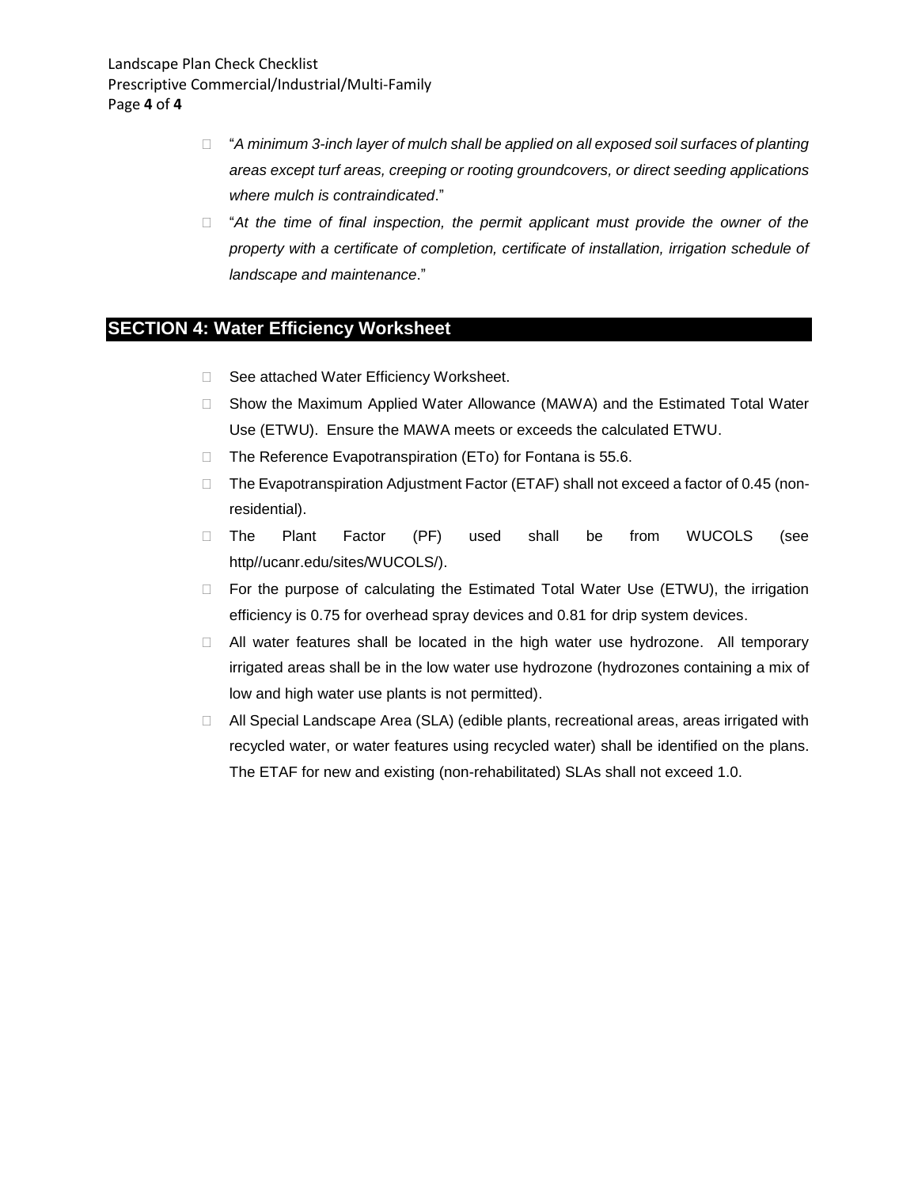- "*A minimum 3-inch layer of mulch shall be applied on all exposed soil surfaces of planting areas except turf areas, creeping or rooting groundcovers, or direct seeding applications where mulch is contraindicated*."
- "*At the time of final inspection, the permit applicant must provide the owner of the property with a certificate of completion, certificate of installation, irrigation schedule of landscape and maintenance*."

## SECTION 4: Water Efficiency Worksheet

- See attached Water Efficiency Worksheet.
- Show the Maximum Applied Water Allowance (MAWA) and the Estimated Total Water Use (ETWU). Ensure the MAWA meets or exceeds the calculated ETWU.
- The Reference Evapotranspiration (ETo) for Fontana is 55.6.
- The Evapotranspiration Adjustment Factor (ETAF) shall not exceed a factor of 0.45 (non-residential).
- The Plant Factor (PF) used shall be from WUCOLS (see http//ucanr.edu/sites/WUCOLS/).
- For the purpose of calculating the Estimated Total Water Use (ETWU), the irrigation efficiency is 0.75 for overhead spray devices and 0.81 for drip system devices.
- All water features shall be located in the high water use hydrozone. All temporary irrigated areas shall be in the low water use hydrozone (hydrozones containing a mix of low and high water use plants is not permitted).
- All Special Landscape Area (SLA) (edible plants, recreational areas, areas irrigated with recycled water, or water features using recycled water) shall be identified on the plans. The ETAF for new and existing (non-rehabilitated) SLAs shall not exceed 1.0.